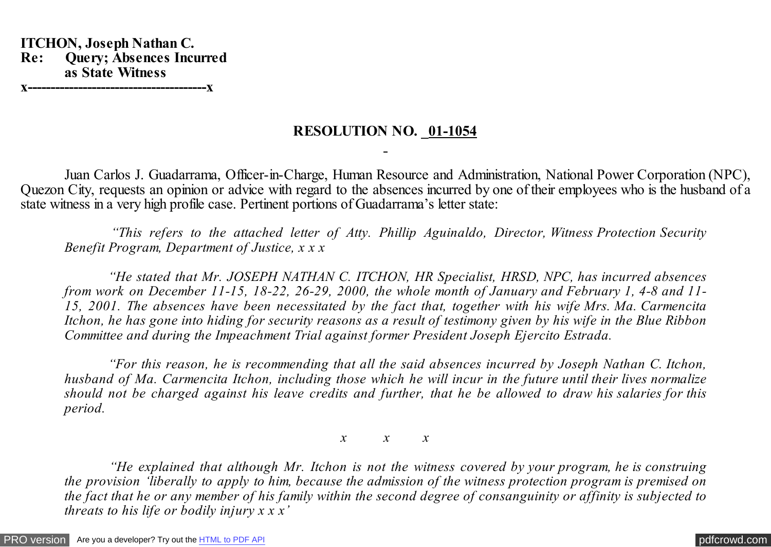**ITCHON, Joseph Nathan C.**
**Re: Query; Absences Incurred as State Witness**
**x---------------------------------------x**

## RESOLUTION NO. 01-1054

Juan Carlos J. Guadarrama, Officer-in-Charge, Human Resource and Administration, National Power Corporation (NPC), Quezon City, requests an opinion or advice with regard to the absences incurred by one of their employees who is the husband of a state witness in a very high profile case. Pertinent portions of Guadarrama's letter state:

> *"This refers to the attached letter of Atty. Phillip Aguinaldo, Director, Witness Protection Security Benefit Program, Department of Justice, x x x*
>
> *"He stated that Mr. JOSEPH NATHAN C. ITCHON, HR Specialist, HRSD, NPC, has incurred absences from work on December 11-15, 18-22, 26-29, 2000, the whole month of January and February 1, 4-8 and 11-15, 2001. The absences have been necessitated by the fact that, together with his wife Mrs. Ma. Carmencita Itchon, he has gone into hiding for security reasons as a result of testimony given by his wife in the Blue Ribbon Committee and during the Impeachment Trial against former President Joseph Ejercito Estrada.*
>
> *"For this reason, he is recommending that all the said absences incurred by Joseph Nathan C. Itchon, husband of Ma. Carmencita Itchon, including those which he will incur in the future until their lives normalize should not be charged against his leave credits and further, that he be allowed to draw his salaries for this period.*
>
> *x x x*
>
> *"He explained that although Mr. Itchon is not the witness covered by your program, he is construing the provision 'liberally to apply to him, because the admission of the witness protection program is premised on the fact that he or any member of his family within the second degree of consanguinity or affinity is subjected to threats to his life or bodily injury x x x'*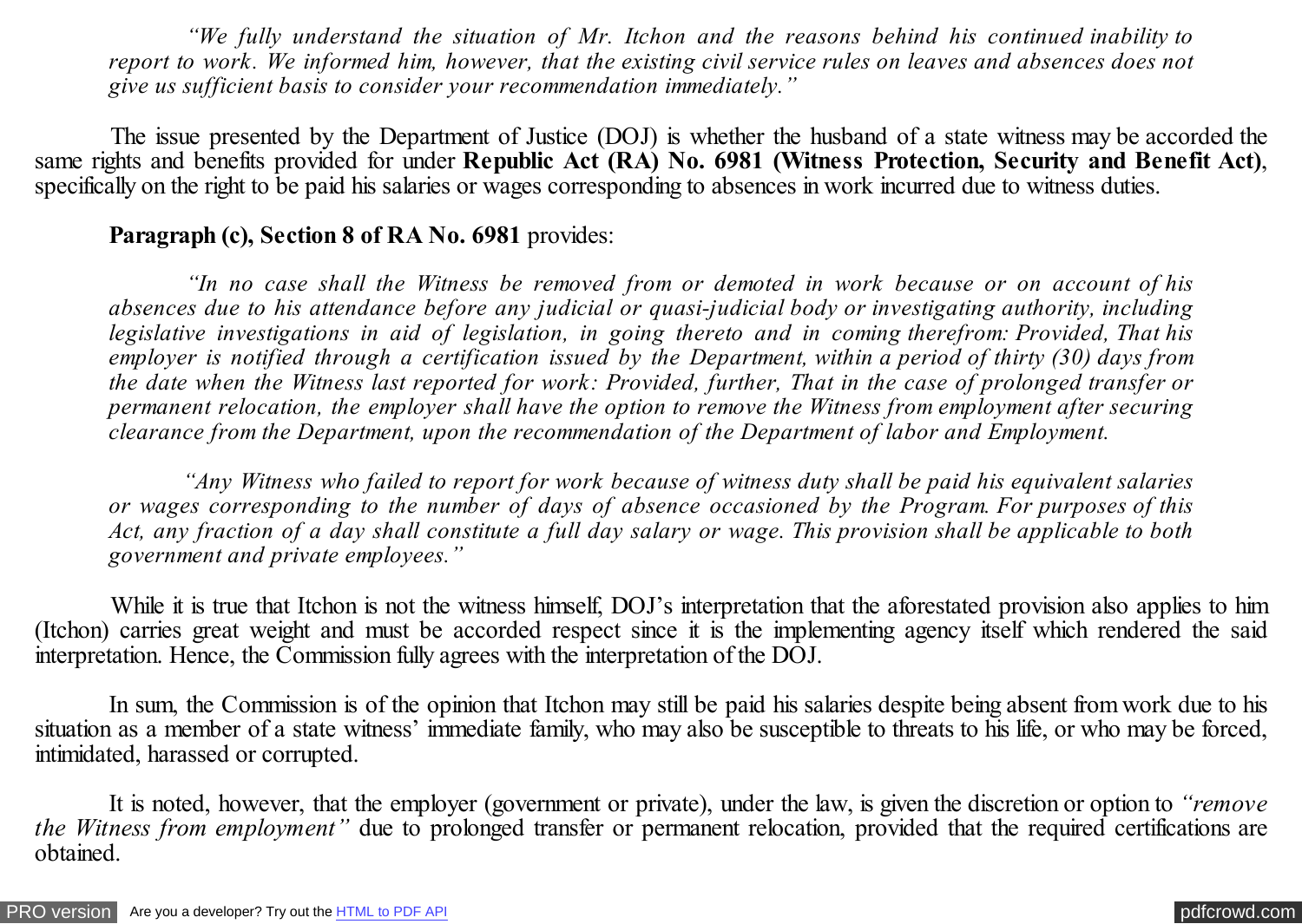*"We fully understand the situation of Mr. Itchon and the reasons behind his continued inability to report to work. We informed him, however, that the existing civil service rules on leaves and absences does not give us sufficient basis to consider your recommendation immediately."*

The issue presented by the Department of Justice (DOJ) is whether the husband of a state witness may be accorded the same rights and benefits provided for under **Republic Act (RA) No. 6981 (Witness Protection, Security and Benefit Act)**, specifically on the right to be paid his salaries or wages corresponding to absences in work incurred due to witness duties.

**Paragraph (c), Section 8 of RA No. 6981** provides:

*"In no case shall the Witness be removed from or demoted in work because or on account of his absences due to his attendance before any judicial or quasi-judicial body or investigating authority, including legislative investigations in aid of legislation, in going thereto and in coming therefrom: Provided, That his employer is notified through a certification issued by the Department, within a period of thirty (30) days from the date when the Witness last reported for work: Provided, further, That in the case of prolonged transfer or permanent relocation, the employer shall have the option to remove the Witness from employment after securing clearance from the Department, upon the recommendation of the Department of labor and Employment.*

*"Any Witness who failed to report for work because of witness duty shall be paid his equivalent salaries or wages corresponding to the number of days of absence occasioned by the Program. For purposes of this Act, any fraction of a day shall constitute a full day salary or wage. This provision shall be applicable to both government and private employees."*

While it is true that Itchon is not the witness himself, DOJ's interpretation that the aforestated provision also applies to him (Itchon) carries great weight and must be accorded respect since it is the implementing agency itself which rendered the said interpretation. Hence, the Commission fully agrees with the interpretation of the DOJ.

In sum, the Commission is of the opinion that Itchon may still be paid his salaries despite being absent from work due to his situation as a member of a state witness' immediate family, who may also be susceptible to threats to his life, or who may be forced, intimidated, harassed or corrupted.

It is noted, however, that the employer (government or private), under the law, is given the discretion or option to *"remove the Witness from employment"* due to prolonged transfer or permanent relocation, provided that the required certifications are obtained.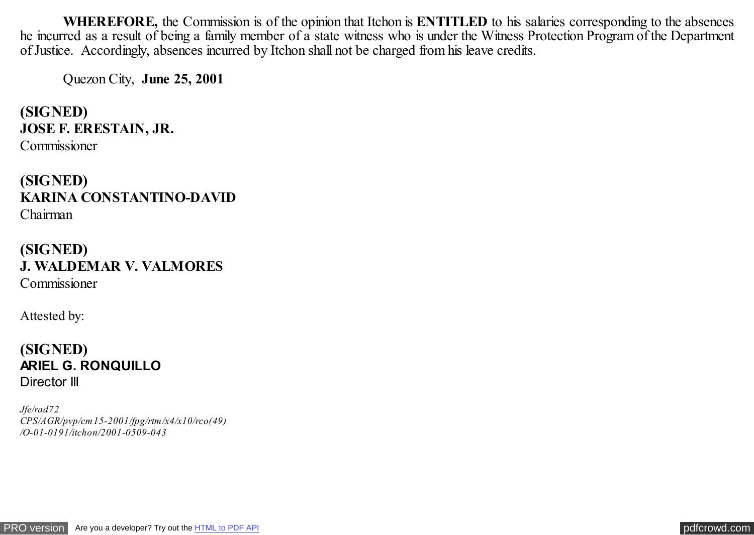**WHEREFORE,** the Commission is of the opinion that Itchon is **ENTITLED** to his salaries corresponding to the absences he incurred as a result of being a family member of a state witness who is under the Witness Protection Program of the Department of Justice. Accordingly, absences incurred by Itchon shall not be charged from his leave credits.

Quezon City, **June 25, 2001**

**(SIGNED)**
**JOSE F. ERESTAIN, JR.**
Commissioner

**(SIGNED)**
**KARINA CONSTANTINO-DAVID**
Chairman

**(SIGNED)**
**J. WALDEMAR V. VALMORES**
Commissioner

Attested by:

**(SIGNED)**
**ARIEL G. RONQUILLO**
Director III

*Jfe/rad72*
*CPS/AGR/pvp/cm15-2001/fpg/rtm/x4/x10/rco(49)*
*/O-01-0191/itchon/2001-0509-043*